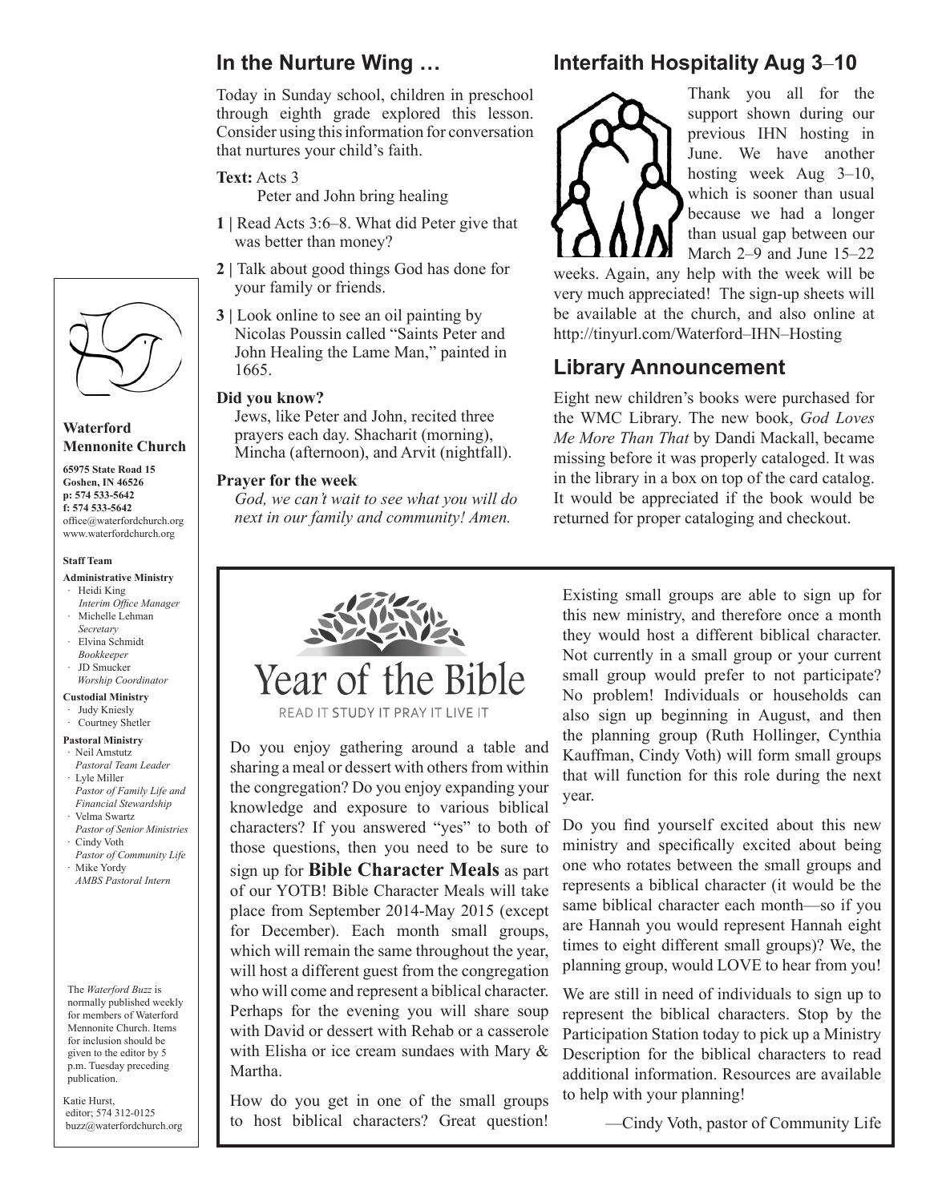## In the Nurture Wing …

Today in Sunday school, children in preschool through eighth grade explored this lesson. Consider using this information for conversation that nurtures your child's faith.

**Text:** Acts 3
Peter and John bring healing

**1 |** Read Acts 3:6–8. What did Peter give that was better than money?

**2 |** Talk about good things God has done for your family or friends.

**3 |** Look online to see an oil painting by Nicolas Poussin called "Saints Peter and John Healing the Lame Man," painted in 1665.

**Did you know?**
Jews, like Peter and John, recited three prayers each day. Shacharit (morning), Mincha (afternoon), and Arvit (nightfall).

**Prayer for the week**
*God, we can't wait to see what you will do next in our family and community! Amen.*

## Interfaith Hospitality Aug 3–10

Thank you all for the support shown during our previous IHN hosting in June. We have another hosting week Aug 3–10, which is sooner than usual because we had a longer than usual gap between our March 2–9 and June 15–22 weeks. Again, any help with the week will be very much appreciated! The sign-up sheets will be available at the church, and also online at http://tinyurl.com/Waterford–IHN–Hosting

## Library Announcement

Eight new children's books were purchased for the WMC Library. The new book, *God Loves Me More Than That* by Dandi Mackall, became missing before it was properly cataloged. It was in the library in a box on top of the card catalog. It would be appreciated if the book would be returned for proper cataloging and checkout.

**Waterford Mennonite Church**

**65975 State Road 15**
**Goshen, IN 46526**
**p: 574 533-5642**
**f: 574 533-5642**
office@waterfordchurch.org
www.waterfordchurch.org

**Staff Team**

**Administrative Ministry**
- Heidi King, *Interim Office Manager*
- Michelle Lehman, *Secretary*
- Elvina Schmidt, *Bookkeeper*
- JD Smucker, *Worship Coordinator*

**Custodial Ministry**
- Judy Kniesly
- Courtney Shetler

**Pastoral Ministry**
- Neil Amstutz, *Pastoral Team Leader*
- Lyle Miller, *Pastor of Family Life and Financial Stewardship*
- Velma Swartz, *Pastor of Senior Ministries*
- Cindy Voth, *Pastor of Community Life*
- Mike Yordy, *AMBS Pastoral Intern*

The *Waterford Buzz* is normally published weekly for members of Waterford Mennonite Church. Items for inclusion should be given to the editor by 5 p.m. Tuesday preceding publication.

Katie Hurst, editor; 574 312-0125
buzz@waterfordchurch.org

## Year of the Bible

READ IT STUDY IT PRAY IT LIVE IT

Do you enjoy gathering around a table and sharing a meal or dessert with others from within the congregation? Do you enjoy expanding your knowledge and exposure to various biblical characters? If you answered "yes" to both of those questions, then you need to be sure to sign up for **Bible Character Meals** as part of our YOTB! Bible Character Meals will take place from September 2014-May 2015 (except for December). Each month small groups, which will remain the same throughout the year, will host a different guest from the congregation who will come and represent a biblical character. Perhaps for the evening you will share soup with David or dessert with Rehab or a casserole with Elisha or ice cream sundaes with Mary & Martha.

How do you get in one of the small groups to host biblical characters? Great question! Existing small groups are able to sign up for this new ministry, and therefore once a month they would host a different biblical character. Not currently in a small group or your current small group would prefer to not participate? No problem! Individuals or households can also sign up beginning in August, and then the planning group (Ruth Hollinger, Cynthia Kauffman, Cindy Voth) will form small groups that will function for this role during the next year.

Do you find yourself excited about this new ministry and specifically excited about being one who rotates between the small groups and represents a biblical character (it would be the same biblical character each month—so if you are Hannah you would represent Hannah eight times to eight different small groups)? We, the planning group, would LOVE to hear from you!

We are still in need of individuals to sign up to represent the biblical characters. Stop by the Participation Station today to pick up a Ministry Description for the biblical characters to read additional information. Resources are available to help with your planning!

—Cindy Voth, pastor of Community Life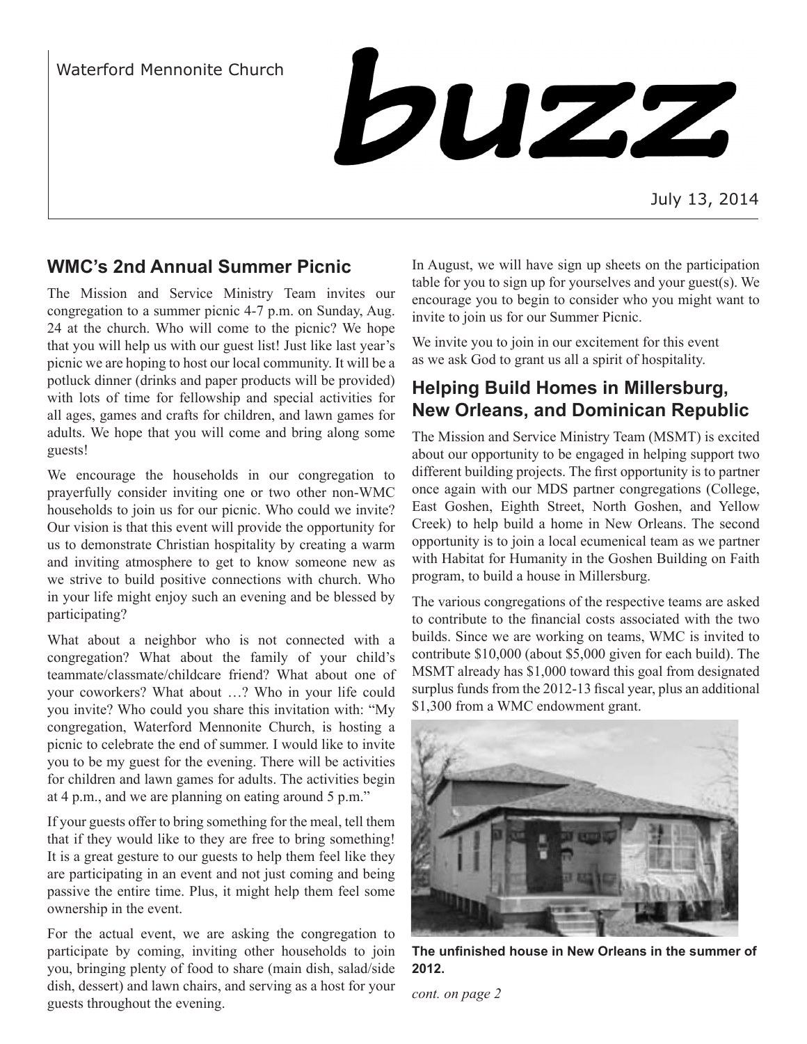Waterford Mennonite Church

# buzz

July 13, 2014

## WMC's 2nd Annual Summer Picnic

The Mission and Service Ministry Team invites our congregation to a summer picnic 4-7 p.m. on Sunday, Aug. 24 at the church. Who will come to the picnic? We hope that you will help us with our guest list! Just like last year's picnic we are hoping to host our local community. It will be a potluck dinner (drinks and paper products will be provided) with lots of time for fellowship and special activities for all ages, games and crafts for children, and lawn games for adults. We hope that you will come and bring along some guests!

We encourage the households in our congregation to prayerfully consider inviting one or two other non-WMC households to join us for our picnic. Who could we invite? Our vision is that this event will provide the opportunity for us to demonstrate Christian hospitality by creating a warm and inviting atmosphere to get to know someone new as we strive to build positive connections with church. Who in your life might enjoy such an evening and be blessed by participating?

What about a neighbor who is not connected with a congregation? What about the family of your child's teammate/classmate/childcare friend? What about one of your coworkers? What about …? Who in your life could you invite? Who could you share this invitation with: "My congregation, Waterford Mennonite Church, is hosting a picnic to celebrate the end of summer. I would like to invite you to be my guest for the evening. There will be activities for children and lawn games for adults. The activities begin at 4 p.m., and we are planning on eating around 5 p.m."

If your guests offer to bring something for the meal, tell them that if they would like to they are free to bring something! It is a great gesture to our guests to help them feel like they are participating in an event and not just coming and being passive the entire time. Plus, it might help them feel some ownership in the event.

For the actual event, we are asking the congregation to participate by coming, inviting other households to join you, bringing plenty of food to share (main dish, salad/side dish, dessert) and lawn chairs, and serving as a host for your guests throughout the evening.

In August, we will have sign up sheets on the participation table for you to sign up for yourselves and your guest(s). We encourage you to begin to consider who you might want to invite to join us for our Summer Picnic.

We invite you to join in our excitement for this event as we ask God to grant us all a spirit of hospitality.

## Helping Build Homes in Millersburg, New Orleans, and Dominican Republic

The Mission and Service Ministry Team (MSMT) is excited about our opportunity to be engaged in helping support two different building projects. The first opportunity is to partner once again with our MDS partner congregations (College, East Goshen, Eighth Street, North Goshen, and Yellow Creek) to help build a home in New Orleans. The second opportunity is to join a local ecumenical team as we partner with Habitat for Humanity in the Goshen Building on Faith program, to build a house in Millersburg.

The various congregations of the respective teams are asked to contribute to the financial costs associated with the two builds. Since we are working on teams, WMC is invited to contribute $10,000 (about $5,000 given for each build). The MSMT already has $1,000 toward this goal from designated surplus funds from the 2012-13 fiscal year, plus an additional $1,300 from a WMC endowment grant.

**The unfinished house in New Orleans in the summer of 2012.**

*cont. on page 2*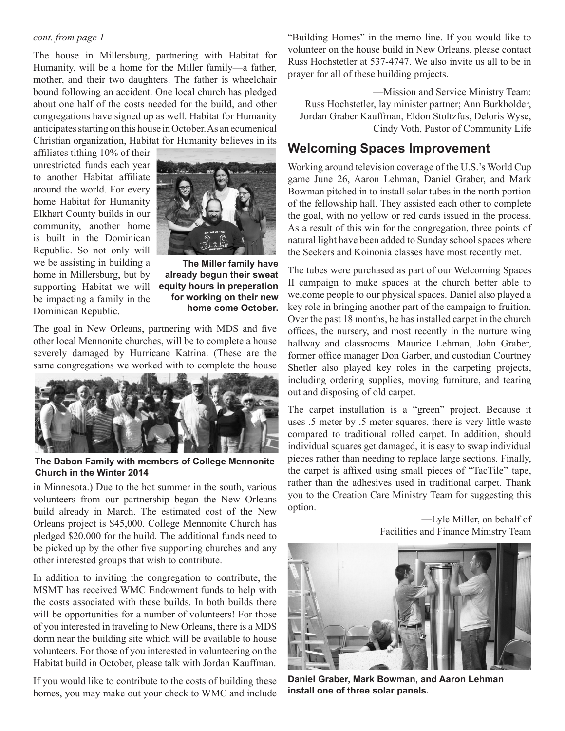*cont. from page 1*

The house in Millersburg, partnering with Habitat for Humanity, will be a home for the Miller family—a father, mother, and their two daughters. The father is wheelchair bound following an accident. One local church has pledged about one half of the costs needed for the build, and other congregations have signed up as well. Habitat for Humanity anticipates starting on this house in October. As an ecumenical Christian organization, Habitat for Humanity believes in its affiliates tithing 10% of their unrestricted funds each year to another Habitat affiliate around the world. For every home Habitat for Humanity Elkhart County builds in our community, another home is built in the Dominican Republic. So not only will we be assisting in building a home in Millersburg, but by supporting Habitat we will be impacting a family in the Dominican Republic.

**The Miller family have already begun their sweat equity hours in preperation for working on their new home come October.**

The goal in New Orleans, partnering with MDS and five other local Mennonite churches, will be to complete a house severely damaged by Hurricane Katrina. (These are the same congregations we worked with to complete the house in Minnesota.) Due to the hot summer in the south, various volunteers from our partnership began the New Orleans build already in March. The estimated cost of the New Orleans project is $45,000. College Mennonite Church has pledged $20,000 for the build. The additional funds need to be picked up by the other five supporting churches and any other interested groups that wish to contribute.

**The Dabon Family with members of College Mennonite Church in the Winter 2014**

In addition to inviting the congregation to contribute, the MSMT has received WMC Endowment funds to help with the costs associated with these builds. In both builds there will be opportunities for a number of volunteers! For those of you interested in traveling to New Orleans, there is a MDS dorm near the building site which will be available to house volunteers. For those of you interested in volunteering on the Habitat build in October, please talk with Jordan Kauffman.

If you would like to contribute to the costs of building these homes, you may make out your check to WMC and include "Building Homes" in the memo line. If you would like to volunteer on the house build in New Orleans, please contact Russ Hochstetler at 537-4747. We also invite us all to be in prayer for all of these building projects.

—Mission and Service Ministry Team:
Russ Hochstetler, lay minister partner; Ann Burkholder, Jordan Graber Kauffman, Eldon Stoltzfus, Deloris Wyse, Cindy Voth, Pastor of Community Life

## Welcoming Spaces Improvement

Working around television coverage of the U.S.'s World Cup game June 26, Aaron Lehman, Daniel Graber, and Mark Bowman pitched in to install solar tubes in the north portion of the fellowship hall. They assisted each other to complete the goal, with no yellow or red cards issued in the process. As a result of this win for the congregation, three points of natural light have been added to Sunday school spaces where the Seekers and Koinonia classes have most recently met.

The tubes were purchased as part of our Welcoming Spaces II campaign to make spaces at the church better able to welcome people to our physical spaces. Daniel also played a key role in bringing another part of the campaign to fruition. Over the past 18 months, he has installed carpet in the church offices, the nursery, and most recently in the nurture wing hallway and classrooms. Maurice Lehman, John Graber, former office manager Don Garber, and custodian Courtney Shetler also played key roles in the carpeting projects, including ordering supplies, moving furniture, and tearing out and disposing of old carpet.

The carpet installation is a "green" project. Because it uses .5 meter by .5 meter squares, there is very little waste compared to traditional rolled carpet. In addition, should individual squares get damaged, it is easy to swap individual pieces rather than needing to replace large sections. Finally, the carpet is affixed using small pieces of "TacTile" tape, rather than the adhesives used in traditional carpet. Thank you to the Creation Care Ministry Team for suggesting this option.

—Lyle Miller, on behalf of
Facilities and Finance Ministry Team

**Daniel Graber, Mark Bowman, and Aaron Lehman install one of three solar panels.**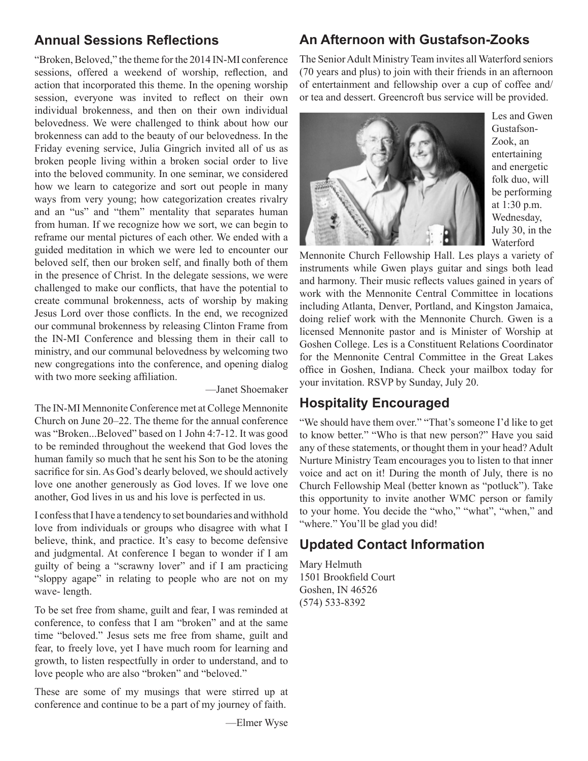## Annual Sessions Reflections

"Broken, Beloved," the theme for the 2014 IN-MI conference sessions, offered a weekend of worship, reflection, and action that incorporated this theme. In the opening worship session, everyone was invited to reflect on their own individual brokenness, and then on their own individual belovedness. We were challenged to think about how our brokenness can add to the beauty of our belovedness. In the Friday evening service, Julia Gingrich invited all of us as broken people living within a broken social order to live into the beloved community. In one seminar, we considered how we learn to categorize and sort out people in many ways from very young; how categorization creates rivalry and an "us" and "them" mentality that separates human from human. If we recognize how we sort, we can begin to reframe our mental pictures of each other. We ended with a guided meditation in which we were led to encounter our beloved self, then our broken self, and finally both of them in the presence of Christ. In the delegate sessions, we were challenged to make our conflicts, that have the potential to create communal brokenness, acts of worship by making Jesus Lord over those conflicts. In the end, we recognized our communal brokenness by releasing Clinton Frame from the IN-MI Conference and blessing them in their call to ministry, and our communal belovedness by welcoming two new congregations into the conference, and opening dialog with two more seeking affiliation.

—Janet Shoemaker

The IN-MI Mennonite Conference met at College Mennonite Church on June 20–22. The theme for the annual conference was "Broken...Beloved" based on 1 John 4:7-12. It was good to be reminded throughout the weekend that God loves the human family so much that he sent his Son to be the atoning sacrifice for sin. As God's dearly beloved, we should actively love one another generously as God loves. If we love one another, God lives in us and his love is perfected in us.

I confess that I have a tendency to set boundaries and withhold love from individuals or groups who disagree with what I believe, think, and practice. It's easy to become defensive and judgmental. At conference I began to wonder if I am guilty of being a "scrawny lover" and if I am practicing "sloppy agape" in relating to people who are not on my wave- length.

To be set free from shame, guilt and fear, I was reminded at conference, to confess that I am "broken" and at the same time "beloved." Jesus sets me free from shame, guilt and fear, to freely love, yet I have much room for learning and growth, to listen respectfully in order to understand, and to love people who are also "broken" and "beloved."

These are some of my musings that were stirred up at conference and continue to be a part of my journey of faith.

—Elmer Wyse

## An Afternoon with Gustafson-Zooks

The Senior Adult Ministry Team invites all Waterford seniors (70 years and plus) to join with their friends in an afternoon of entertainment and fellowship over a cup of coffee and/or tea and dessert. Greencroft bus service will be provided.

Les and Gwen Gustafson-Zook, an entertaining and energetic folk duo, will be performing at 1:30 p.m. Wednesday, July 30, in the Waterford Mennonite Church Fellowship Hall. Les plays a variety of instruments while Gwen plays guitar and sings both lead and harmony. Their music reflects values gained in years of work with the Mennonite Central Committee in locations including Atlanta, Denver, Portland, and Kingston Jamaica, doing relief work with the Mennonite Church. Gwen is a licensed Mennonite pastor and is Minister of Worship at Goshen College. Les is a Constituent Relations Coordinator for the Mennonite Central Committee in the Great Lakes office in Goshen, Indiana. Check your mailbox today for your invitation. RSVP by Sunday, July 20.

## Hospitality Encouraged

"We should have them over." "That's someone I'd like to get to know better." "Who is that new person?" Have you said any of these statements, or thought them in your head? Adult Nurture Ministry Team encourages you to listen to that inner voice and act on it! During the month of July, there is no Church Fellowship Meal (better known as "potluck"). Take this opportunity to invite another WMC person or family to your home. You decide the "who," "what", "when," and "where." You'll be glad you did!

## Updated Contact Information

Mary Helmuth
1501 Brookfield Court
Goshen, IN 46526
(574) 533-8392